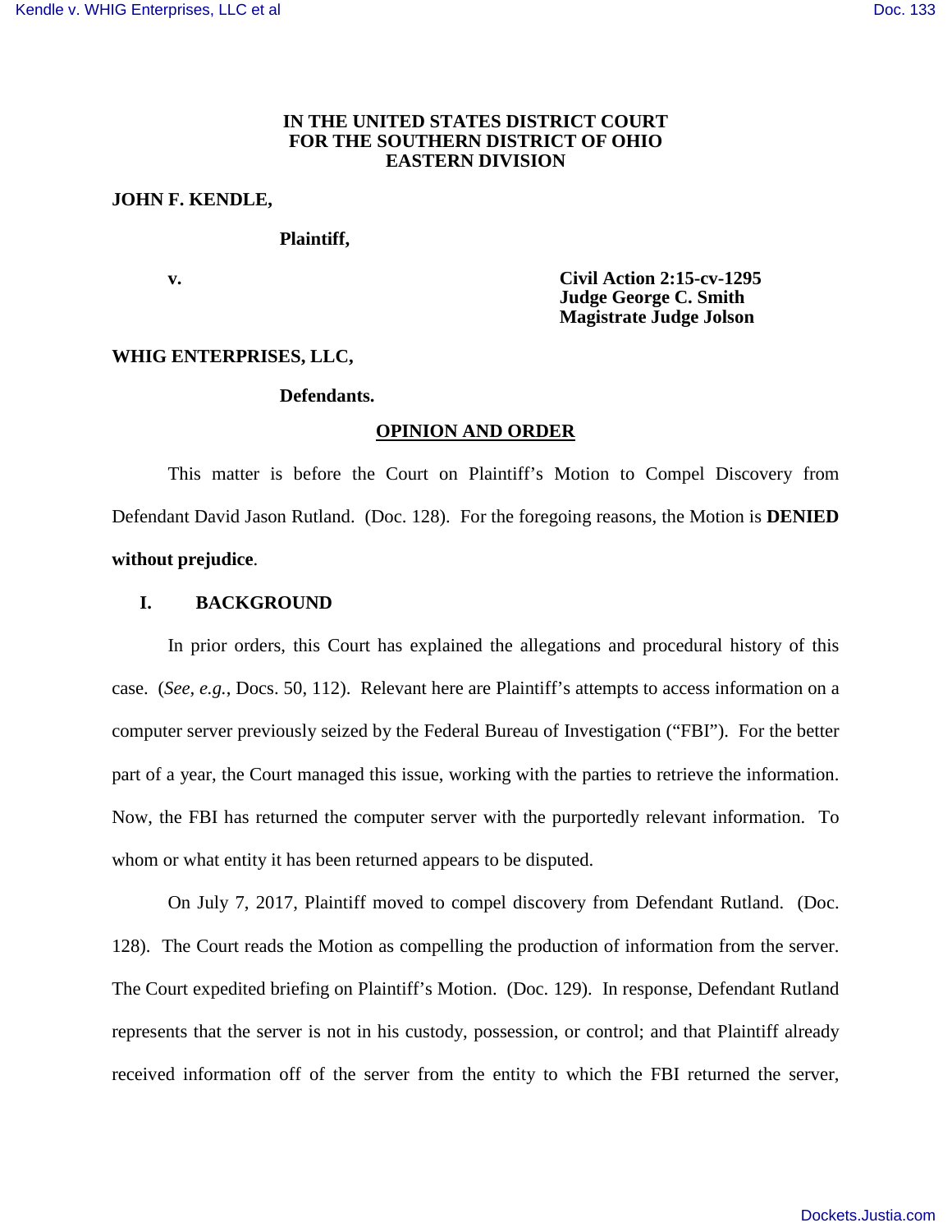**IN THE UNITED STATES DISTRICT COURT**
**FOR THE SOUTHERN DISTRICT OF OHIO**
**EASTERN DIVISION**

**JOHN F. KENDLE,**

**Plaintiff,**

**v.**

**Civil Action 2:15-cv-1295**
**Judge George C. Smith**
**Magistrate Judge Jolson**

**WHIG ENTERPRISES, LLC,**

**Defendants.**

**OPINION AND ORDER**

This matter is before the Court on Plaintiff's Motion to Compel Discovery from Defendant David Jason Rutland. (Doc. 128). For the foregoing reasons, the Motion is **DENIED without prejudice**.

## I. BACKGROUND

In prior orders, this Court has explained the allegations and procedural history of this case. (*See, e.g.*, Docs. 50, 112). Relevant here are Plaintiff's attempts to access information on a computer server previously seized by the Federal Bureau of Investigation ("FBI"). For the better part of a year, the Court managed this issue, working with the parties to retrieve the information. Now, the FBI has returned the computer server with the purportedly relevant information. To whom or what entity it has been returned appears to be disputed.

On July 7, 2017, Plaintiff moved to compel discovery from Defendant Rutland. (Doc. 128). The Court reads the Motion as compelling the production of information from the server. The Court expedited briefing on Plaintiff's Motion. (Doc. 129). In response, Defendant Rutland represents that the server is not in his custody, possession, or control; and that Plaintiff already received information off of the server from the entity to which the FBI returned the server,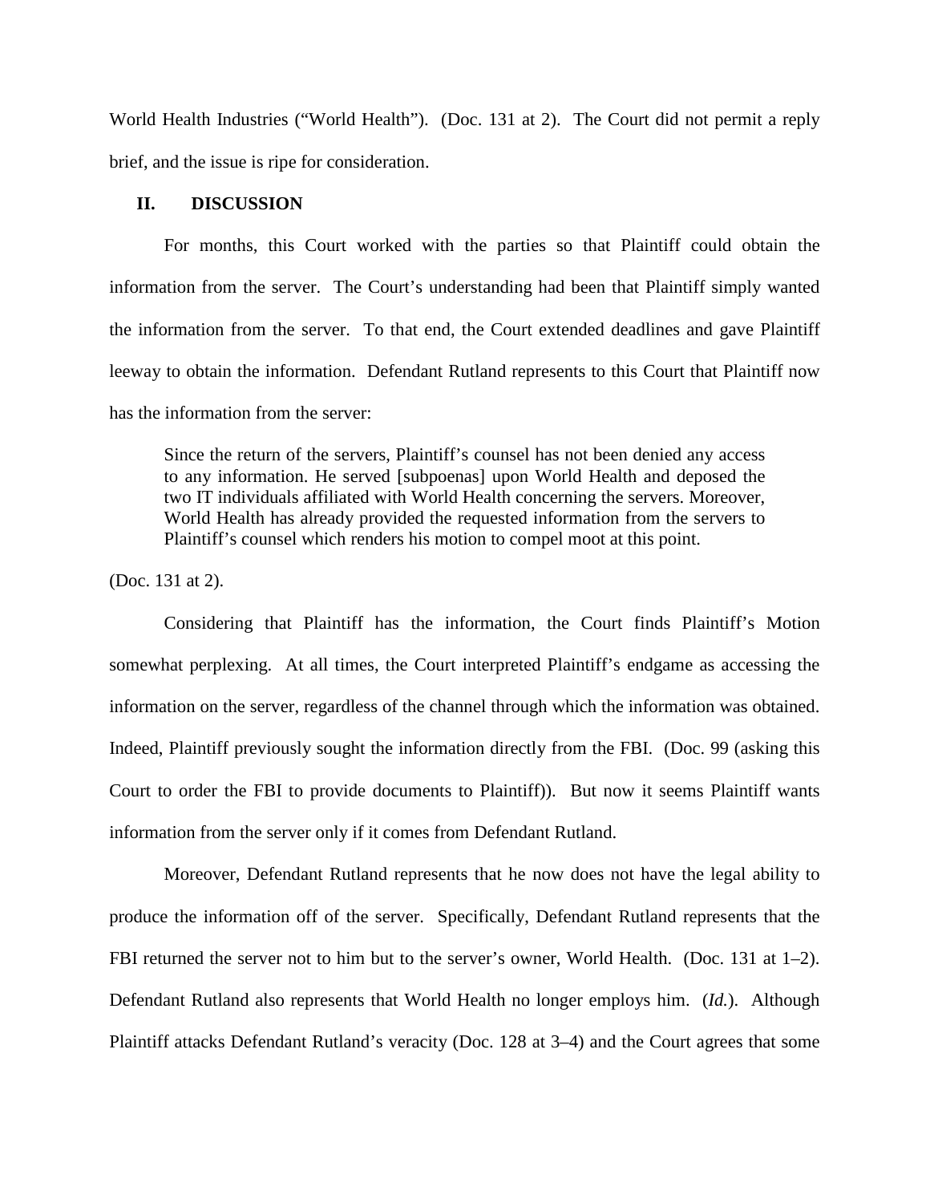World Health Industries ("World Health"). (Doc. 131 at 2). The Court did not permit a reply brief, and the issue is ripe for consideration.

## II. DISCUSSION

For months, this Court worked with the parties so that Plaintiff could obtain the information from the server. The Court's understanding had been that Plaintiff simply wanted the information from the server. To that end, the Court extended deadlines and gave Plaintiff leeway to obtain the information. Defendant Rutland represents to this Court that Plaintiff now has the information from the server:

> Since the return of the servers, Plaintiff's counsel has not been denied any access to any information. He served [subpoenas] upon World Health and deposed the two IT individuals affiliated with World Health concerning the servers. Moreover, World Health has already provided the requested information from the servers to Plaintiff's counsel which renders his motion to compel moot at this point.

(Doc. 131 at 2).

Considering that Plaintiff has the information, the Court finds Plaintiff's Motion somewhat perplexing. At all times, the Court interpreted Plaintiff's endgame as accessing the information on the server, regardless of the channel through which the information was obtained. Indeed, Plaintiff previously sought the information directly from the FBI. (Doc. 99 (asking this Court to order the FBI to provide documents to Plaintiff)). But now it seems Plaintiff wants information from the server only if it comes from Defendant Rutland.

Moreover, Defendant Rutland represents that he now does not have the legal ability to produce the information off of the server. Specifically, Defendant Rutland represents that the FBI returned the server not to him but to the server's owner, World Health. (Doc. 131 at 1–2). Defendant Rutland also represents that World Health no longer employs him. (*Id.*). Although Plaintiff attacks Defendant Rutland's veracity (Doc. 128 at 3–4) and the Court agrees that some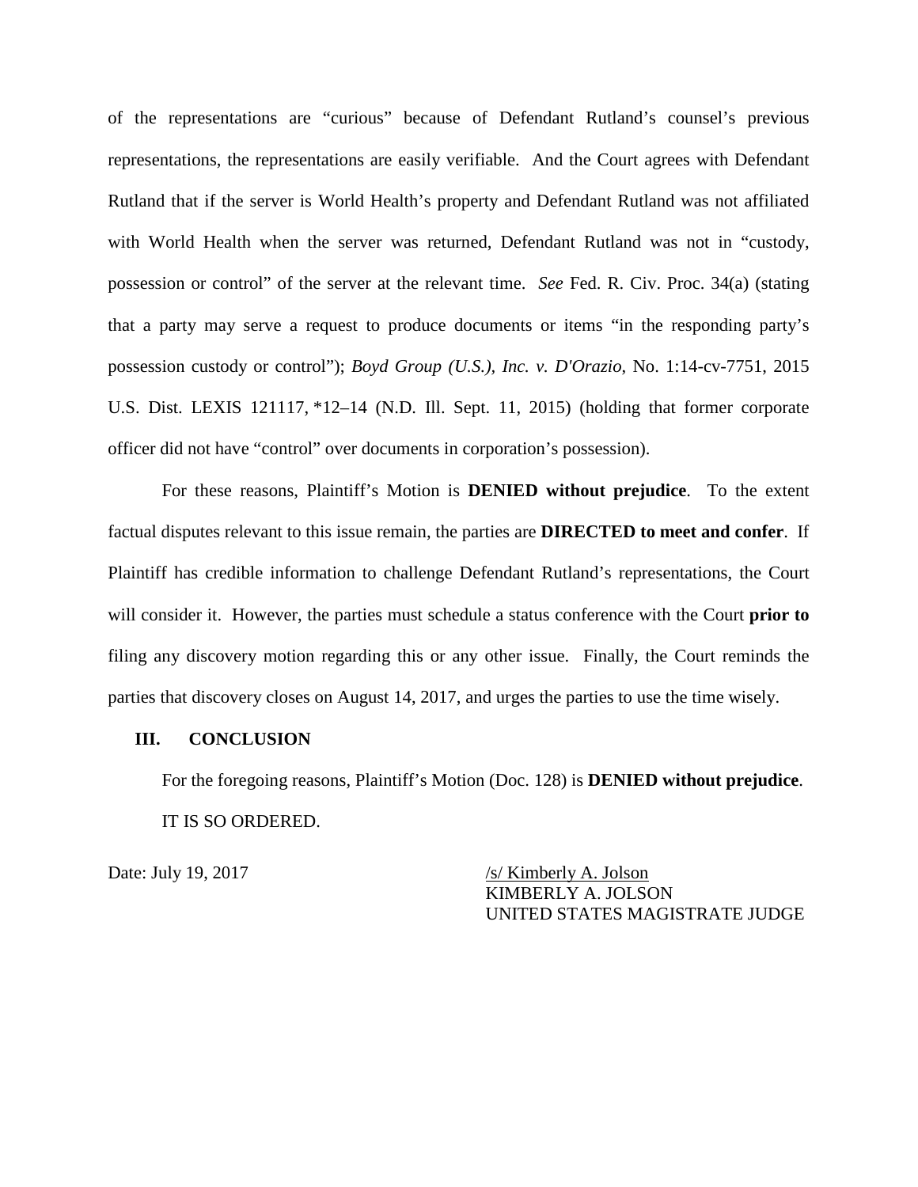of the representations are "curious" because of Defendant Rutland's counsel's previous representations, the representations are easily verifiable. And the Court agrees with Defendant Rutland that if the server is World Health's property and Defendant Rutland was not affiliated with World Health when the server was returned, Defendant Rutland was not in "custody, possession or control" of the server at the relevant time. *See* Fed. R. Civ. Proc. 34(a) (stating that a party may serve a request to produce documents or items "in the responding party's possession custody or control"); *Boyd Group (U.S.), Inc. v. D'Orazio*, No. 1:14-cv-7751, 2015 U.S. Dist. LEXIS 121117, *12–14 (N.D. Ill. Sept. 11, 2015) (holding that former corporate officer did not have "control" over documents in corporation's possession).

For these reasons, Plaintiff's Motion is **DENIED without prejudice**. To the extent factual disputes relevant to this issue remain, the parties are **DIRECTED to meet and confer**. If Plaintiff has credible information to challenge Defendant Rutland's representations, the Court will consider it. However, the parties must schedule a status conference with the Court **prior to** filing any discovery motion regarding this or any other issue. Finally, the Court reminds the parties that discovery closes on August 14, 2017, and urges the parties to use the time wisely.

## III. CONCLUSION

For the foregoing reasons, Plaintiff's Motion (Doc. 128) is **DENIED without prejudice**.

IT IS SO ORDERED.

Date: July 19, 2017

/s/ Kimberly A. Jolson
KIMBERLY A. JOLSON
UNITED STATES MAGISTRATE JUDGE